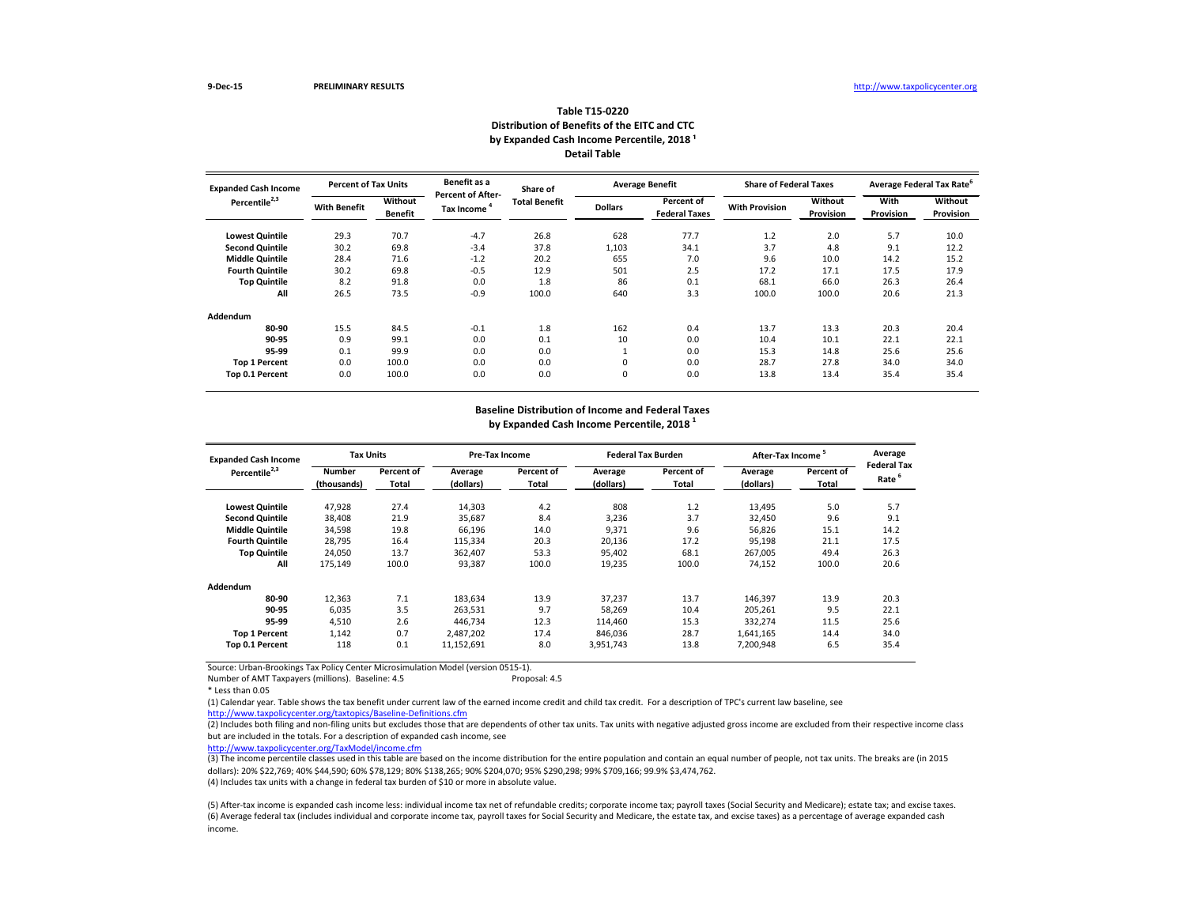9-Dec-15 PRELIMINARY RESULTS http://www.taxpolicycenter.org

## Table T15-0220
## Distribution of Benefits of the EITC and CTC
## by Expanded Cash Income Percentile, 2018 [1]
## Detail Table

| Expanded Cash Income Percentile[2,3] | Percent of Tax Units | | Benefit as a Percent of After-Tax Income [4] | Share of Total Benefit | Average Benefit | | Share of Federal Taxes | | Average Federal Tax Rate[6] | |
|---|---|---|---|---|---|---|---|---|---|---|
| | With Benefit | Without Benefit | | | Dollars | Percent of Federal Taxes | With Provision | Without Provision | With Provision | Without Provision |
| Lowest Quintile | 29.3 | 70.7 | -4.7 | 26.8 | 628 | 77.7 | 1.2 | 2.0 | 5.7 | 10.0 |
| Second Quintile | 30.2 | 69.8 | -3.4 | 37.8 | 1,103 | 34.1 | 3.7 | 4.8 | 9.1 | 12.2 |
| Middle Quintile | 28.4 | 71.6 | -1.2 | 20.2 | 655 | 7.0 | 9.6 | 10.0 | 14.2 | 15.2 |
| Fourth Quintile | 30.2 | 69.8 | -0.5 | 12.9 | 501 | 2.5 | 17.2 | 17.1 | 17.5 | 17.9 |
| Top Quintile | 8.2 | 91.8 | 0.0 | 1.8 | 86 | 0.1 | 68.1 | 66.0 | 26.3 | 26.4 |
| All | 26.5 | 73.5 | -0.9 | 100.0 | 640 | 3.3 | 100.0 | 100.0 | 20.6 | 21.3 |
| **Addendum** | | | | | | | | | | |
| 80-90 | 15.5 | 84.5 | -0.1 | 1.8 | 162 | 0.4 | 13.7 | 13.3 | 20.3 | 20.4 |
| 90-95 | 0.9 | 99.1 | 0.0 | 0.1 | 10 | 0.0 | 10.4 | 10.1 | 22.1 | 22.1 |
| 95-99 | 0.1 | 99.9 | 0.0 | 0.0 | 1 | 0.0 | 15.3 | 14.8 | 25.6 | 25.6 |
| Top 1 Percent | 0.0 | 100.0 | 0.0 | 0.0 | 0 | 0.0 | 28.7 | 27.8 | 34.0 | 34.0 |
| Top 0.1 Percent | 0.0 | 100.0 | 0.0 | 0.0 | 0 | 0.0 | 13.8 | 13.4 | 35.4 | 35.4 |

## Baseline Distribution of Income and Federal Taxes
## by Expanded Cash Income Percentile, 2018 [1]

| Expanded Cash Income Percentile[2,3] | Tax Units | | Pre-Tax Income | | Federal Tax Burden | | After-Tax Income [5] | | Average Federal Tax Rate [6] |
|---|---|---|---|---|---|---|---|---|---|
| | Number (thousands) | Percent of Total | Average (dollars) | Percent of Total | Average (dollars) | Percent of Total | Average (dollars) | Percent of Total | |
| Lowest Quintile | 47,928 | 27.4 | 14,303 | 4.2 | 808 | 1.2 | 13,495 | 5.0 | 5.7 |
| Second Quintile | 38,408 | 21.9 | 35,687 | 8.4 | 3,236 | 3.7 | 32,450 | 9.6 | 9.1 |
| Middle Quintile | 34,598 | 19.8 | 66,196 | 14.0 | 9,371 | 9.6 | 56,826 | 15.1 | 14.2 |
| Fourth Quintile | 28,795 | 16.4 | 115,334 | 20.3 | 20,136 | 17.2 | 95,198 | 21.1 | 17.5 |
| Top Quintile | 24,050 | 13.7 | 362,407 | 53.3 | 95,402 | 68.1 | 267,005 | 49.4 | 26.3 |
| All | 175,149 | 100.0 | 93,387 | 100.0 | 19,235 | 100.0 | 74,152 | 100.0 | 20.6 |
| **Addendum** | | | | | | | | | |
| 80-90 | 12,363 | 7.1 | 183,634 | 13.9 | 37,237 | 13.7 | 146,397 | 13.9 | 20.3 |
| 90-95 | 6,035 | 3.5 | 263,531 | 9.7 | 58,269 | 10.4 | 205,261 | 9.5 | 22.1 |
| 95-99 | 4,510 | 2.6 | 446,734 | 12.3 | 114,460 | 15.3 | 332,274 | 11.5 | 25.6 |
| Top 1 Percent | 1,142 | 0.7 | 2,487,202 | 17.4 | 846,036 | 28.7 | 1,641,165 | 14.4 | 34.0 |
| Top 0.1 Percent | 118 | 0.1 | 11,152,691 | 8.0 | 3,951,743 | 13.8 | 7,200,948 | 6.5 | 35.4 |

Source: Urban-Brookings Tax Policy Center Microsimulation Model (version 0515-1).

Number of AMT Taxpayers (millions). Baseline: 4.5 Proposal: 4.5

* Less than 0.05

(1) Calendar year. Table shows the tax benefit under current law of the earned income credit and child tax credit. For a description of TPC's current law baseline, see http://www.taxpolicycenter.org/taxtopics/Baseline-Definitions.cfm

(2) Includes both filing and non-filing units but excludes those that are dependents of other tax units. Tax units with negative adjusted gross income are excluded from their respective income class but are included in the totals. For a description of expanded cash income, see http://www.taxpolicycenter.org/TaxModel/income.cfm

(3) The income percentile classes used in this table are based on the income distribution for the entire population and contain an equal number of people, not tax units. The breaks are (in 2015 dollars): 20% $22,769; 40% $44,590; 60% $78,129; 80% $138,265; 90% $204,070; 95% $290,298; 99% $709,166; 99.9% $3,474,762.

(4) Includes tax units with a change in federal tax burden of $10 or more in absolute value.

(5) After-tax income is expanded cash income less: individual income tax net of refundable credits; corporate income tax; payroll taxes (Social Security and Medicare); estate tax; and excise taxes.

(6) Average federal tax (includes individual and corporate income tax, payroll taxes for Social Security and Medicare, the estate tax, and excise taxes) as a percentage of average expanded cash income.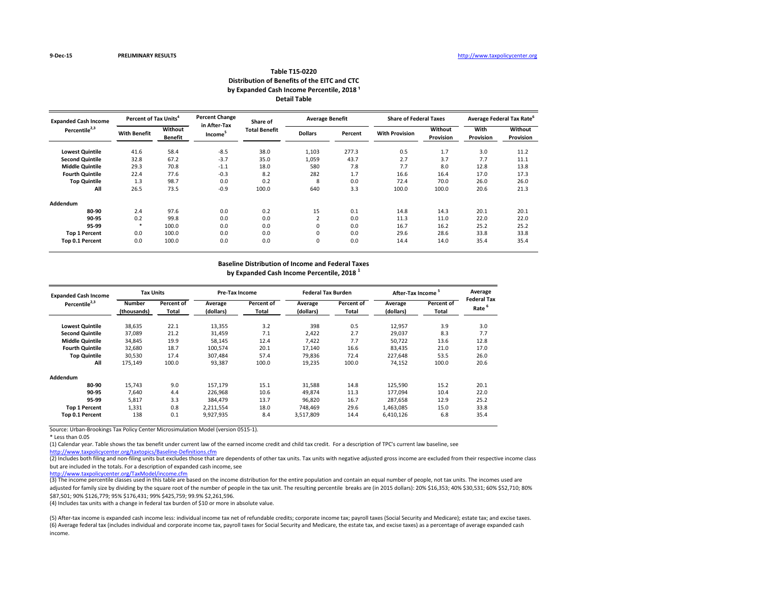9-Dec-15 **PRELIMINARY RESULTS** http://www.taxpolicycenter.org

## Table T15-0220
## Distribution of Benefits of the EITC and CTC
## by Expanded Cash Income Percentile, 2018 [1]
## Detail Table

| Expanded Cash Income Percentile[2,3] | Percent of Tax Units[4] | | Percent Change in After-Tax Income[5] | Share of Total Benefit | Average Benefit | | Share of Federal Taxes | | Average Federal Tax Rate[6] | |
|---|---|---|---|---|---|---|---|---|---|---|
| | With Benefit | Without Benefit | | | Dollars | Percent | With Provision | Without Provision | With Provision | Without Provision |
| Lowest Quintile | 41.6 | 58.4 | -8.5 | 38.0 | 1,103 | 277.3 | 0.5 | 1.7 | 3.0 | 11.2 |
| Second Quintile | 32.8 | 67.2 | -3.7 | 35.0 | 1,059 | 43.7 | 2.7 | 3.7 | 7.7 | 11.1 |
| Middle Quintile | 29.3 | 70.8 | -1.1 | 18.0 | 580 | 7.8 | 7.7 | 8.0 | 12.8 | 13.8 |
| Fourth Quintile | 22.4 | 77.6 | -0.3 | 8.2 | 282 | 1.7 | 16.6 | 16.4 | 17.0 | 17.3 |
| Top Quintile | 1.3 | 98.7 | 0.0 | 0.2 | 8 | 0.0 | 72.4 | 70.0 | 26.0 | 26.0 |
| All | 26.5 | 73.5 | -0.9 | 100.0 | 640 | 3.3 | 100.0 | 100.0 | 20.6 | 21.3 |
| **Addendum** | | | | | | | | | | |
| 80-90 | 2.4 | 97.6 | 0.0 | 0.2 | 15 | 0.1 | 14.8 | 14.3 | 20.1 | 20.1 |
| 90-95 | 0.2 | 99.8 | 0.0 | 0.0 | 2 | 0.0 | 11.3 | 11.0 | 22.0 | 22.0 |
| 95-99 | * | 100.0 | 0.0 | 0.0 | 0 | 0.0 | 16.7 | 16.2 | 25.2 | 25.2 |
| Top 1 Percent | 0.0 | 100.0 | 0.0 | 0.0 | 0 | 0.0 | 29.6 | 28.6 | 33.8 | 33.8 |
| Top 0.1 Percent | 0.0 | 100.0 | 0.0 | 0.0 | 0 | 0.0 | 14.4 | 14.0 | 35.4 | 35.4 |

## Baseline Distribution of Income and Federal Taxes
## by Expanded Cash Income Percentile, 2018 [1]

| Expanded Cash Income Percentile[2,3] | Tax Units | | Pre-Tax Income | | Federal Tax Burden | | After-Tax Income[5] | | Average Federal Tax Rate[6] |
|---|---|---|---|---|---|---|---|---|---|
| | Number (thousands) | Percent of Total | Average (dollars) | Percent of Total | Average (dollars) | Percent of Total | Average (dollars) | Percent of Total | |
| Lowest Quintile | 38,635 | 22.1 | 13,355 | 3.2 | 398 | 0.5 | 12,957 | 3.9 | 3.0 |
| Second Quintile | 37,089 | 21.2 | 31,459 | 7.1 | 2,422 | 2.7 | 29,037 | 8.3 | 7.7 |
| Middle Quintile | 34,845 | 19.9 | 58,145 | 12.4 | 7,422 | 7.7 | 50,722 | 13.6 | 12.8 |
| Fourth Quintile | 32,680 | 18.7 | 100,574 | 20.1 | 17,140 | 16.6 | 83,435 | 21.0 | 17.0 |
| Top Quintile | 30,530 | 17.4 | 307,484 | 57.4 | 79,836 | 72.4 | 227,648 | 53.5 | 26.0 |
| All | 175,149 | 100.0 | 93,387 | 100.0 | 19,235 | 100.0 | 74,152 | 100.0 | 20.6 |
| **Addendum** | | | | | | | | | |
| 80-90 | 15,743 | 9.0 | 157,179 | 15.1 | 31,588 | 14.8 | 125,590 | 15.2 | 20.1 |
| 90-95 | 7,640 | 4.4 | 226,968 | 10.6 | 49,874 | 11.3 | 177,094 | 10.4 | 22.0 |
| 95-99 | 5,817 | 3.3 | 384,479 | 13.7 | 96,820 | 16.7 | 287,658 | 12.9 | 25.2 |
| Top 1 Percent | 1,331 | 0.8 | 2,211,554 | 18.0 | 748,469 | 29.6 | 1,463,085 | 15.0 | 33.8 |
| Top 0.1 Percent | 138 | 0.1 | 9,927,935 | 8.4 | 3,517,809 | 14.4 | 6,410,126 | 6.8 | 35.4 |

Source: Urban-Brookings Tax Policy Center Microsimulation Model (version 0515-1).

* Less than 0.05

(1) Calendar year. Table shows the tax benefit under current law of the earned income credit and child tax credit. For a description of TPC's current law baseline, see http://www.taxpolicycenter.org/taxtopics/Baseline-Definitions.cfm

(2) Includes both filing and non-filing units but excludes those that are dependents of other tax units. Tax units with negative adjusted gross income are excluded from their respective income class but are included in the totals. For a description of expanded cash income, see http://www.taxpolicycenter.org/TaxModel/income.cfm

(3) The income percentile classes used in this table are based on the income distribution for the entire population and contain an equal number of people, not tax units. The incomes used are adjusted for family size by dividing by the square root of the number of people in the tax unit. The resulting percentile breaks are (in 2015 dollars): 20% $16,353; 40% $30,531; 60% $52,710; 80% $87,501; 90% $126,779; 95% $176,431; 99% $425,759; 99.9% $2,261,596.

(4) Includes tax units with a change in federal tax burden of $10 or more in absolute value.

(5) After-tax income is expanded cash income less: individual income tax net of refundable credits; corporate income tax; payroll taxes (Social Security and Medicare); estate tax; and excise taxes.

(6) Average federal tax (includes individual and corporate income tax, payroll taxes for Social Security and Medicare, the estate tax, and excise taxes) as a percentage of average expanded cash income.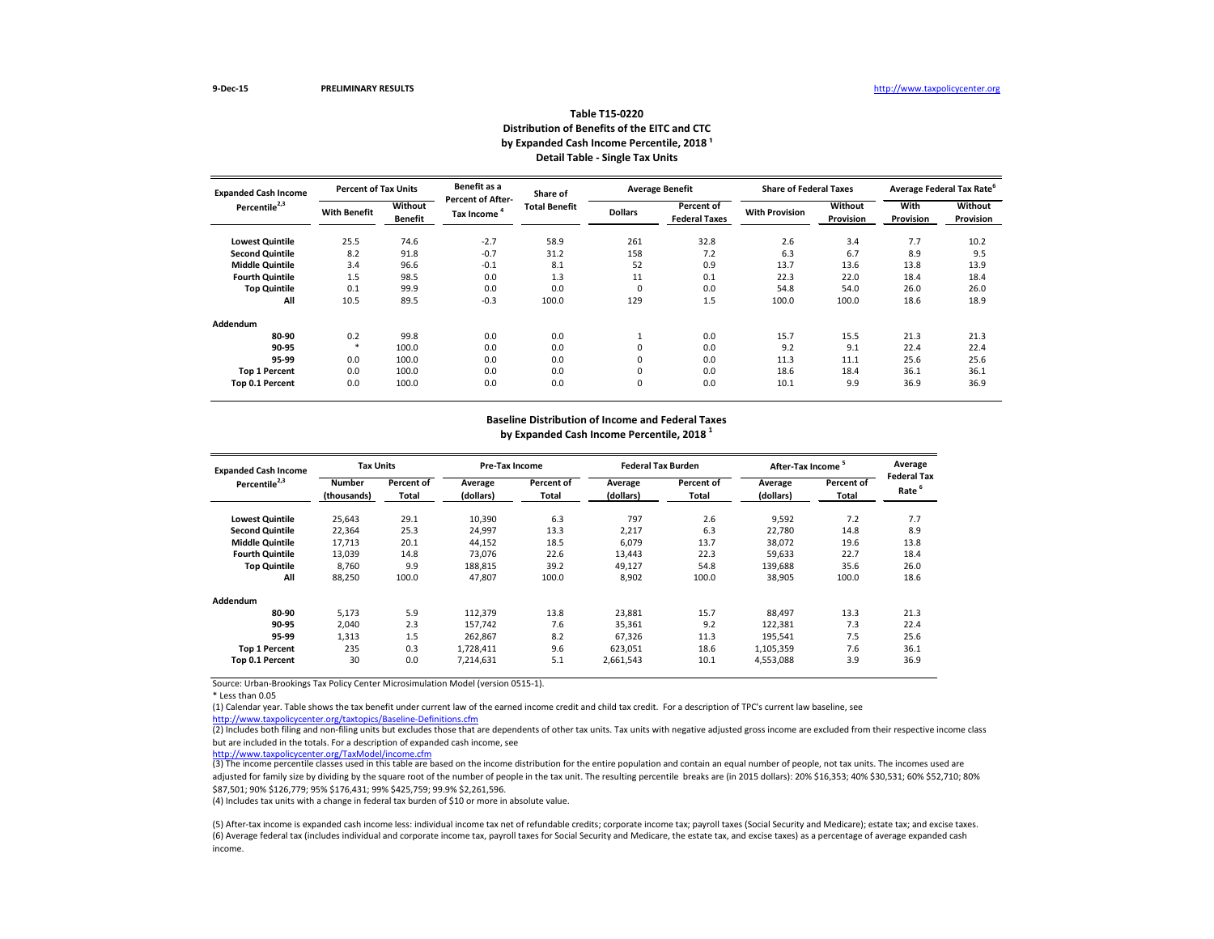9-Dec-15 PRELIMINARY RESULTS http://www.taxpolicycenter.org

### Table T15-0220
### Distribution of Benefits of the EITC and CTC
### by Expanded Cash Income Percentile, 2018 [1]
### Detail Table - Single Tax Units

| Expanded Cash Income Percentile[2,3] | Percent of Tax Units | | Benefit as a Percent of After-Tax Income [4] | Share of Total Benefit | Average Benefit | | Share of Federal Taxes | | Average Federal Tax Rate[6] | |
|---|---|---|---|---|---|---|---|---|---|---|
| | With Benefit | Without Benefit | | | Dollars | Percent of Federal Taxes | With Provision | Without Provision | With Provision | Without Provision |
| Lowest Quintile | 25.5 | 74.6 | -2.7 | 58.9 | 261 | 32.8 | 2.6 | 3.4 | 7.7 | 10.2 |
| Second Quintile | 8.2 | 91.8 | -0.7 | 31.2 | 158 | 7.2 | 6.3 | 6.7 | 8.9 | 9.5 |
| Middle Quintile | 3.4 | 96.6 | -0.1 | 8.1 | 52 | 0.9 | 13.7 | 13.6 | 13.8 | 13.9 |
| Fourth Quintile | 1.5 | 98.5 | 0.0 | 1.3 | 11 | 0.1 | 22.3 | 22.0 | 18.4 | 18.4 |
| Top Quintile | 0.1 | 99.9 | 0.0 | 0.0 | 0 | 0.0 | 54.8 | 54.0 | 26.0 | 26.0 |
| All | 10.5 | 89.5 | -0.3 | 100.0 | 129 | 1.5 | 100.0 | 100.0 | 18.6 | 18.9 |
| **Addendum** | | | | | | | | | | |
| 80-90 | 0.2 | 99.8 | 0.0 | 0.0 | 1 | 0.0 | 15.7 | 15.5 | 21.3 | 21.3 |
| 90-95 | * | 100.0 | 0.0 | 0.0 | 0 | 0.0 | 9.2 | 9.1 | 22.4 | 22.4 |
| 95-99 | 0.0 | 100.0 | 0.0 | 0.0 | 0 | 0.0 | 11.3 | 11.1 | 25.6 | 25.6 |
| Top 1 Percent | 0.0 | 100.0 | 0.0 | 0.0 | 0 | 0.0 | 18.6 | 18.4 | 36.1 | 36.1 |
| Top 0.1 Percent | 0.0 | 100.0 | 0.0 | 0.0 | 0 | 0.0 | 10.1 | 9.9 | 36.9 | 36.9 |

### Baseline Distribution of Income and Federal Taxes
### by Expanded Cash Income Percentile, 2018 [1]

| Expanded Cash Income Percentile[2,3] | Tax Units | | Pre-Tax Income | | Federal Tax Burden | | After-Tax Income [5] | | Average Federal Tax Rate [6] |
|---|---|---|---|---|---|---|---|---|---|
| | Number (thousands) | Percent of Total | Average (dollars) | Percent of Total | Average (dollars) | Percent of Total | Average (dollars) | Percent of Total | |
| Lowest Quintile | 25,643 | 29.1 | 10,390 | 6.3 | 797 | 2.6 | 9,592 | 7.2 | 7.7 |
| Second Quintile | 22,364 | 25.3 | 24,997 | 13.3 | 2,217 | 6.3 | 22,780 | 14.8 | 8.9 |
| Middle Quintile | 17,713 | 20.1 | 44,152 | 18.5 | 6,079 | 13.7 | 38,072 | 19.6 | 13.8 |
| Fourth Quintile | 13,039 | 14.8 | 73,076 | 22.6 | 13,443 | 22.3 | 59,633 | 22.7 | 18.4 |
| Top Quintile | 8,760 | 9.9 | 188,815 | 39.2 | 49,127 | 54.8 | 139,688 | 35.6 | 26.0 |
| All | 88,250 | 100.0 | 47,807 | 100.0 | 8,902 | 100.0 | 38,905 | 100.0 | 18.6 |
| **Addendum** | | | | | | | | | |
| 80-90 | 5,173 | 5.9 | 112,379 | 13.8 | 23,881 | 15.7 | 88,497 | 13.3 | 21.3 |
| 90-95 | 2,040 | 2.3 | 157,742 | 7.6 | 35,361 | 9.2 | 122,381 | 7.3 | 22.4 |
| 95-99 | 1,313 | 1.5 | 262,867 | 8.2 | 67,326 | 11.3 | 195,541 | 7.5 | 25.6 |
| Top 1 Percent | 235 | 0.3 | 1,728,411 | 9.6 | 623,051 | 18.6 | 1,105,359 | 7.6 | 36.1 |
| Top 0.1 Percent | 30 | 0.0 | 7,214,631 | 5.1 | 2,661,543 | 10.1 | 4,553,088 | 3.9 | 36.9 |

Source: Urban-Brookings Tax Policy Center Microsimulation Model (version 0515-1).

* Less than 0.05

(1) Calendar year. Table shows the tax benefit under current law of the earned income credit and child tax credit. For a description of TPC's current law baseline, see http://www.taxpolicycenter.org/taxtopics/Baseline-Definitions.cfm

(2) Includes both filing and non-filing units but excludes those that are dependents of other tax units. Tax units with negative adjusted gross income are excluded from their respective income class but are included in the totals. For a description of expanded cash income, see http://www.taxpolicycenter.org/TaxModel/income.cfm

(3) The income percentile classes used in this table are based on the income distribution for the entire population and contain an equal number of people, not tax units. The incomes used are adjusted for family size by dividing by the square root of the number of people in the tax unit. The resulting percentile breaks are (in 2015 dollars): 20% $16,353; 40% $30,531; 60% $52,710; 80% $87,501; 90% $126,779; 95% $176,431; 99% $425,759; 99.9% $2,261,596.

(4) Includes tax units with a change in federal tax burden of $10 or more in absolute value.

(5) After-tax income is expanded cash income less: individual income tax net of refundable credits; corporate income tax; payroll taxes (Social Security and Medicare); estate tax; and excise taxes.

(6) Average federal tax (includes individual and corporate income tax, payroll taxes for Social Security and Medicare, the estate tax, and excise taxes) as a percentage of average expanded cash income.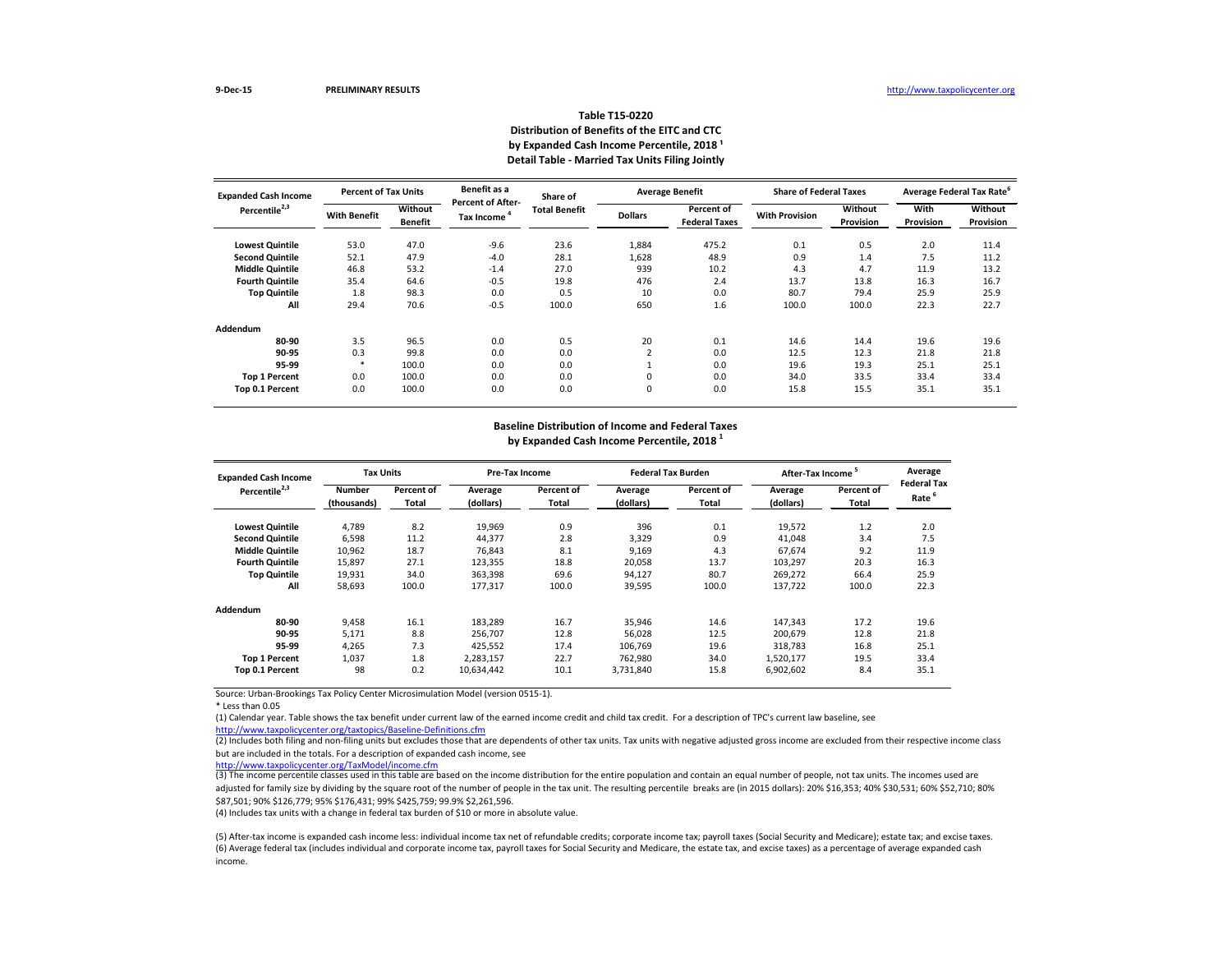9-Dec-15 **PRELIMINARY RESULTS** http://www.taxpolicycenter.org

**Table T15-0220**
**Distribution of Benefits of the EITC and CTC**
**by Expanded Cash Income Percentile, 2018 [1]**
**Detail Table - Married Tax Units Filing Jointly**

| Expanded Cash Income Percentile[2,3] | Percent of Tax Units | | Benefit as a Percent of After-Tax Income [4] | Share of Total Benefit | Average Benefit | | Share of Federal Taxes | | Average Federal Tax Rate[6] | |
|---|---|---|---|---|---|---|---|---|---|---|
| | With Benefit | Without Benefit | | | Dollars | Percent of Federal Taxes | With Provision | Without Provision | With Provision | Without Provision |
| Lowest Quintile | 53.0 | 47.0 | -9.6 | 23.6 | 1,884 | 475.2 | 0.1 | 0.5 | 2.0 | 11.4 |
| Second Quintile | 52.1 | 47.9 | -4.0 | 28.1 | 1,628 | 48.9 | 0.9 | 1.4 | 7.5 | 11.2 |
| Middle Quintile | 46.8 | 53.2 | -1.4 | 27.0 | 939 | 10.2 | 4.3 | 4.7 | 11.9 | 13.2 |
| Fourth Quintile | 35.4 | 64.6 | -0.5 | 19.8 | 476 | 2.4 | 13.7 | 13.8 | 16.3 | 16.7 |
| Top Quintile | 1.8 | 98.3 | 0.0 | 0.5 | 10 | 0.0 | 80.7 | 79.4 | 25.9 | 25.9 |
| All | 29.4 | 70.6 | -0.5 | 100.0 | 650 | 1.6 | 100.0 | 100.0 | 22.3 | 22.7 |
| **Addendum** | | | | | | | | | | |
| 80-90 | 3.5 | 96.5 | 0.0 | 0.5 | 20 | 0.1 | 14.6 | 14.4 | 19.6 | 19.6 |
| 90-95 | 0.3 | 99.8 | 0.0 | 0.0 | 2 | 0.0 | 12.5 | 12.3 | 21.8 | 21.8 |
| 95-99 | * | 100.0 | 0.0 | 0.0 | 1 | 0.0 | 19.6 | 19.3 | 25.1 | 25.1 |
| Top 1 Percent | 0.0 | 100.0 | 0.0 | 0.0 | 0 | 0.0 | 34.0 | 33.5 | 33.4 | 33.4 |
| Top 0.1 Percent | 0.0 | 100.0 | 0.0 | 0.0 | 0 | 0.0 | 15.8 | 15.5 | 35.1 | 35.1 |

**Baseline Distribution of Income and Federal Taxes**
**by Expanded Cash Income Percentile, 2018 [1]**

| Expanded Cash Income Percentile[2,3] | Tax Units | | Pre-Tax Income | | Federal Tax Burden | | After-Tax Income [5] | | Average Federal Tax Rate [6] |
|---|---|---|---|---|---|---|---|---|---|
| | Number (thousands) | Percent of Total | Average (dollars) | Percent of Total | Average (dollars) | Percent of Total | Average (dollars) | Percent of Total | |
| Lowest Quintile | 4,789 | 8.2 | 19,969 | 0.9 | 396 | 0.1 | 19,572 | 1.2 | 2.0 |
| Second Quintile | 6,598 | 11.2 | 44,377 | 2.8 | 3,329 | 0.9 | 41,048 | 3.4 | 7.5 |
| Middle Quintile | 10,962 | 18.7 | 76,843 | 8.1 | 9,169 | 4.3 | 67,674 | 9.2 | 11.9 |
| Fourth Quintile | 15,897 | 27.1 | 123,355 | 18.8 | 20,058 | 13.7 | 103,297 | 20.3 | 16.3 |
| Top Quintile | 19,931 | 34.0 | 363,398 | 69.6 | 94,127 | 80.7 | 269,272 | 66.4 | 25.9 |
| All | 58,693 | 100.0 | 177,317 | 100.0 | 39,595 | 100.0 | 137,722 | 100.0 | 22.3 |
| **Addendum** | | | | | | | | | |
| 80-90 | 9,458 | 16.1 | 183,289 | 16.7 | 35,946 | 14.6 | 147,343 | 17.2 | 19.6 |
| 90-95 | 5,171 | 8.8 | 256,707 | 12.8 | 56,028 | 12.5 | 200,679 | 12.8 | 21.8 |
| 95-99 | 4,265 | 7.3 | 425,552 | 17.4 | 106,769 | 19.6 | 318,783 | 16.8 | 25.1 |
| Top 1 Percent | 1,037 | 1.8 | 2,283,157 | 22.7 | 762,980 | 34.0 | 1,520,177 | 19.5 | 33.4 |
| Top 0.1 Percent | 98 | 0.2 | 10,634,442 | 10.1 | 3,731,840 | 15.8 | 6,902,602 | 8.4 | 35.1 |

Source: Urban-Brookings Tax Policy Center Microsimulation Model (version 0515-1).

* Less than 0.05

(1) Calendar year. Table shows the tax benefit under current law of the earned income credit and child tax credit. For a description of TPC's current law baseline, see http://www.taxpolicycenter.org/taxtopics/Baseline-Definitions.cfm

(2) Includes both filing and non-filing units but excludes those that are dependents of other tax units. Tax units with negative adjusted gross income are excluded from their respective income class but are included in the totals. For a description of expanded cash income, see http://www.taxpolicycenter.org/TaxModel/income.cfm

(3) The income percentile classes used in this table are based on the income distribution for the entire population and contain an equal number of people, not tax units. The incomes used are adjusted for family size by dividing by the square root of the number of people in the tax unit. The resulting percentile breaks are (in 2015 dollars): 20% $16,353; 40% $30,531; 60% $52,710; 80% $87,501; 90% $126,779; 95% $176,431; 99% $425,759; 99.9% $2,261,596.

(4) Includes tax units with a change in federal tax burden of $10 or more in absolute value.

(5) After-tax income is expanded cash income less: individual income tax net of refundable credits; corporate income tax; payroll taxes (Social Security and Medicare); estate tax; and excise taxes.

(6) Average federal tax (includes individual and corporate income tax, payroll taxes for Social Security and Medicare, the estate tax, and excise taxes) as a percentage of average expanded cash income.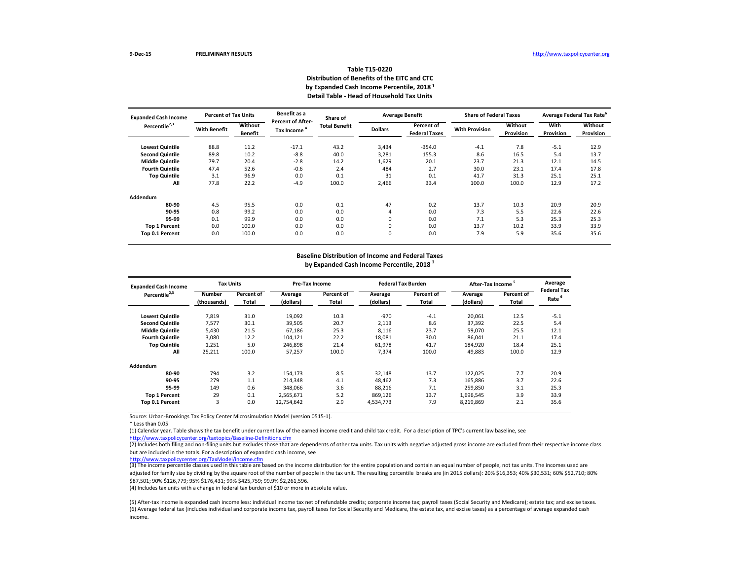9-Dec-15 **PRELIMINARY RESULTS** http://www.taxpolicycenter.org

### Table T15-0220
### Distribution of Benefits of the EITC and CTC
### by Expanded Cash Income Percentile, 2018 [1]
### Detail Table - Head of Household Tax Units

| Expanded Cash Income Percentile[2,3] | Percent of Tax Units | | Benefit as a Percent of After-Tax Income [4] | Share of Total Benefit | Average Benefit | | Share of Federal Taxes | | Average Federal Tax Rate[6] | |
|---|---|---|---|---|---|---|---|---|---|---|
| | With Benefit | Without Benefit | | | Dollars | Percent of Federal Taxes | With Provision | Without Provision | With Provision | Without Provision |
| Lowest Quintile | 88.8 | 11.2 | -17.1 | 43.2 | 3,434 | -354.0 | -4.1 | 7.8 | -5.1 | 12.9 |
| Second Quintile | 89.8 | 10.2 | -8.8 | 40.0 | 3,281 | 155.3 | 8.6 | 16.5 | 5.4 | 13.7 |
| Middle Quintile | 79.7 | 20.4 | -2.8 | 14.2 | 1,629 | 20.1 | 23.7 | 21.3 | 12.1 | 14.5 |
| Fourth Quintile | 47.4 | 52.6 | -0.6 | 2.4 | 484 | 2.7 | 30.0 | 23.1 | 17.4 | 17.8 |
| Top Quintile | 3.1 | 96.9 | 0.0 | 0.1 | 31 | 0.1 | 41.7 | 31.3 | 25.1 | 25.1 |
| All | 77.8 | 22.2 | -4.9 | 100.0 | 2,466 | 33.4 | 100.0 | 100.0 | 12.9 | 17.2 |
| **Addendum** | | | | | | | | | | |
| 80-90 | 4.5 | 95.5 | 0.0 | 0.1 | 47 | 0.2 | 13.7 | 10.3 | 20.9 | 20.9 |
| 90-95 | 0.8 | 99.2 | 0.0 | 0.0 | 4 | 0.0 | 7.3 | 5.5 | 22.6 | 22.6 |
| 95-99 | 0.1 | 99.9 | 0.0 | 0.0 | 0 | 0.0 | 7.1 | 5.3 | 25.3 | 25.3 |
| Top 1 Percent | 0.0 | 100.0 | 0.0 | 0.0 | 0 | 0.0 | 13.7 | 10.2 | 33.9 | 33.9 |
| Top 0.1 Percent | 0.0 | 100.0 | 0.0 | 0.0 | 0 | 0.0 | 7.9 | 5.9 | 35.6 | 35.6 |

### Baseline Distribution of Income and Federal Taxes
### by Expanded Cash Income Percentile, 2018 [1]

| Expanded Cash Income Percentile[2,3] | Tax Units | | Pre-Tax Income | | Federal Tax Burden | | After-Tax Income [5] | | Average Federal Tax Rate [6] |
|---|---|---|---|---|---|---|---|---|---|
| | Number (thousands) | Percent of Total | Average (dollars) | Percent of Total | Average (dollars) | Percent of Total | Average (dollars) | Percent of Total | |
| Lowest Quintile | 7,819 | 31.0 | 19,092 | 10.3 | -970 | -4.1 | 20,061 | 12.5 | -5.1 |
| Second Quintile | 7,577 | 30.1 | 39,505 | 20.7 | 2,113 | 8.6 | 37,392 | 22.5 | 5.4 |
| Middle Quintile | 5,430 | 21.5 | 67,186 | 25.3 | 8,116 | 23.7 | 59,070 | 25.5 | 12.1 |
| Fourth Quintile | 3,080 | 12.2 | 104,121 | 22.2 | 18,081 | 30.0 | 86,041 | 21.1 | 17.4 |
| Top Quintile | 1,251 | 5.0 | 246,898 | 21.4 | 61,978 | 41.7 | 184,920 | 18.4 | 25.1 |
| All | 25,211 | 100.0 | 57,257 | 100.0 | 7,374 | 100.0 | 49,883 | 100.0 | 12.9 |
| **Addendum** | | | | | | | | | |
| 80-90 | 794 | 3.2 | 154,173 | 8.5 | 32,148 | 13.7 | 122,025 | 7.7 | 20.9 |
| 90-95 | 279 | 1.1 | 214,348 | 4.1 | 48,462 | 7.3 | 165,886 | 3.7 | 22.6 |
| 95-99 | 149 | 0.6 | 348,066 | 3.6 | 88,216 | 7.1 | 259,850 | 3.1 | 25.3 |
| Top 1 Percent | 29 | 0.1 | 2,565,671 | 5.2 | 869,126 | 13.7 | 1,696,545 | 3.9 | 33.9 |
| Top 0.1 Percent | 3 | 0.0 | 12,754,642 | 2.9 | 4,534,773 | 7.9 | 8,219,869 | 2.1 | 35.6 |

Source: Urban-Brookings Tax Policy Center Microsimulation Model (version 0515-1).

* Less than 0.05

(1) Calendar year. Table shows the tax benefit under current law of the earned income credit and child tax credit. For a description of TPC's current law baseline, see http://www.taxpolicycenter.org/taxtopics/Baseline-Definitions.cfm

(2) Includes both filing and non-filing units but excludes those that are dependents of other tax units. Tax units with negative adjusted gross income are excluded from their respective income class but are included in the totals. For a description of expanded cash income, see http://www.taxpolicycenter.org/TaxModel/income.cfm

(3) The income percentile classes used in this table are based on the income distribution for the entire population and contain an equal number of people, not tax units. The incomes used are adjusted for family size by dividing by the square root of the number of people in the tax unit. The resulting percentile breaks are (in 2015 dollars): 20% $16,353; 40% $30,531; 60% $52,710; 80% $87,501; 90% $126,779; 95% $176,431; 99% $425,759; 99.9% $2,261,596.

(4) Includes tax units with a change in federal tax burden of $10 or more in absolute value.

(5) After-tax income is expanded cash income less: individual income tax net of refundable credits; corporate income tax; payroll taxes (Social Security and Medicare); estate tax; and excise taxes.

(6) Average federal tax (includes individual and corporate income tax, payroll taxes for Social Security and Medicare, the estate tax, and excise taxes) as a percentage of average expanded cash income.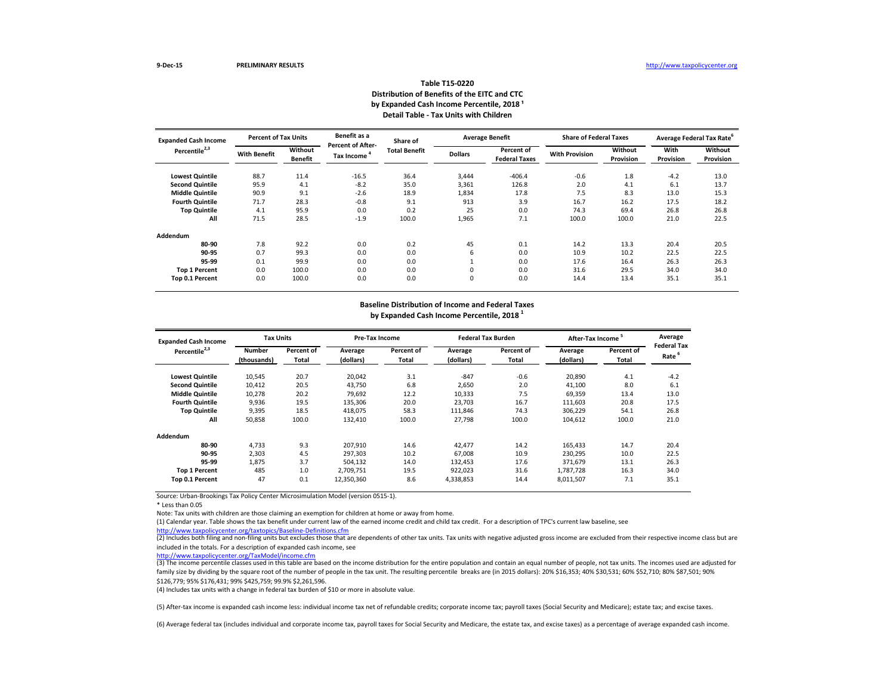9-Dec-15 **PRELIMINARY RESULTS** http://www.taxpolicycenter.org

## Table T15-0220
## Distribution of Benefits of the EITC and CTC
## by Expanded Cash Income Percentile, 2018 [1]
## Detail Table - Tax Units with Children

| Expanded Cash Income Percentile[2,3] | Percent of Tax Units | | Benefit as a Percent of After-Tax Income [4] | Share of Total Benefit | Average Benefit | | Share of Federal Taxes | | Average Federal Tax Rate[6] | |
|---|---|---|---|---|---|---|---|---|---|---|
| | With Benefit | Without Benefit | | | Dollars | Percent of Federal Taxes | With Provision | Without Provision | With Provision | Without Provision |
| Lowest Quintile | 88.7 | 11.4 | -16.5 | 36.4 | 3,444 | -406.4 | -0.6 | 1.8 | -4.2 | 13.0 |
| Second Quintile | 95.9 | 4.1 | -8.2 | 35.0 | 3,361 | 126.8 | 2.0 | 4.1 | 6.1 | 13.7 |
| Middle Quintile | 90.9 | 9.1 | -2.6 | 18.9 | 1,834 | 17.8 | 7.5 | 8.3 | 13.0 | 15.3 |
| Fourth Quintile | 71.7 | 28.3 | -0.8 | 9.1 | 913 | 3.9 | 16.7 | 16.2 | 17.5 | 18.2 |
| Top Quintile | 4.1 | 95.9 | 0.0 | 0.2 | 25 | 0.0 | 74.3 | 69.4 | 26.8 | 26.8 |
| All | 71.5 | 28.5 | -1.9 | 100.0 | 1,965 | 7.1 | 100.0 | 100.0 | 21.0 | 22.5 |
| **Addendum** | | | | | | | | | | |
| 80-90 | 7.8 | 92.2 | 0.0 | 0.2 | 45 | 0.1 | 14.2 | 13.3 | 20.4 | 20.5 |
| 90-95 | 0.7 | 99.3 | 0.0 | 0.0 | 6 | 0.0 | 10.9 | 10.2 | 22.5 | 22.5 |
| 95-99 | 0.1 | 99.9 | 0.0 | 0.0 | 1 | 0.0 | 17.6 | 16.4 | 26.3 | 26.3 |
| Top 1 Percent | 0.0 | 100.0 | 0.0 | 0.0 | 0 | 0.0 | 31.6 | 29.5 | 34.0 | 34.0 |
| Top 0.1 Percent | 0.0 | 100.0 | 0.0 | 0.0 | 0 | 0.0 | 14.4 | 13.4 | 35.1 | 35.1 |

## Baseline Distribution of Income and Federal Taxes
## by Expanded Cash Income Percentile, 2018 [1]

| Expanded Cash Income Percentile[2,3] | Tax Units | | Pre-Tax Income | | Federal Tax Burden | | After-Tax Income [5] | | Average Federal Tax Rate [6] |
|---|---|---|---|---|---|---|---|---|---|
| | Number (thousands) | Percent of Total | Average (dollars) | Percent of Total | Average (dollars) | Percent of Total | Average (dollars) | Percent of Total | |
| Lowest Quintile | 10,545 | 20.7 | 20,042 | 3.1 | -847 | -0.6 | 20,890 | 4.1 | -4.2 |
| Second Quintile | 10,412 | 20.5 | 43,750 | 6.8 | 2,650 | 2.0 | 41,100 | 8.0 | 6.1 |
| Middle Quintile | 10,278 | 20.2 | 79,692 | 12.2 | 10,333 | 7.5 | 69,359 | 13.4 | 13.0 |
| Fourth Quintile | 9,936 | 19.5 | 135,306 | 20.0 | 23,703 | 16.7 | 111,603 | 20.8 | 17.5 |
| Top Quintile | 9,395 | 18.5 | 418,075 | 58.3 | 111,846 | 74.3 | 306,229 | 54.1 | 26.8 |
| All | 50,858 | 100.0 | 132,410 | 100.0 | 27,798 | 100.0 | 104,612 | 100.0 | 21.0 |
| **Addendum** | | | | | | | | | |
| 80-90 | 4,733 | 9.3 | 207,910 | 14.6 | 42,477 | 14.2 | 165,433 | 14.7 | 20.4 |
| 90-95 | 2,303 | 4.5 | 297,303 | 10.2 | 67,008 | 10.9 | 230,295 | 10.0 | 22.5 |
| 95-99 | 1,875 | 3.7 | 504,132 | 14.0 | 132,453 | 17.6 | 371,679 | 13.1 | 26.3 |
| Top 1 Percent | 485 | 1.0 | 2,709,751 | 19.5 | 922,023 | 31.6 | 1,787,728 | 16.3 | 34.0 |
| Top 0.1 Percent | 47 | 0.1 | 12,350,360 | 8.6 | 4,338,853 | 14.4 | 8,011,507 | 7.1 | 35.1 |

Source: Urban-Brookings Tax Policy Center Microsimulation Model (version 0515-1).

* Less than 0.05

Note: Tax units with children are those claiming an exemption for children at home or away from home.

(1) Calendar year. Table shows the tax benefit under current law of the earned income credit and child tax credit. For a description of TPC's current law baseline, see http://www.taxpolicycenter.org/taxtopics/Baseline-Definitions.cfm

(2) Includes both filing and non-filing units but excludes those that are dependents of other tax units. Tax units with negative adjusted gross income are excluded from their respective income class but are included in the totals. For a description of expanded cash income, see http://www.taxpolicycenter.org/TaxModel/income.cfm

(3) The income percentile classes used in this table are based on the income distribution for the entire population and contain an equal number of people, not tax units. The incomes used are adjusted for family size by dividing by the square root of the number of people in the tax unit. The resulting percentile breaks are (in 2015 dollars): 20% $16,353; 40% $30,531; 60% $52,710; 80% $87,501; 90% $126,779; 95% $176,431; 99% $425,759; 99.9% $2,261,596.

(4) Includes tax units with a change in federal tax burden of $10 or more in absolute value.

(5) After-tax income is expanded cash income less: individual income tax net of refundable credits; corporate income tax; payroll taxes (Social Security and Medicare); estate tax; and excise taxes.

(6) Average federal tax (includes individual and corporate income tax, payroll taxes for Social Security and Medicare, the estate tax, and excise taxes) as a percentage of average expanded cash income.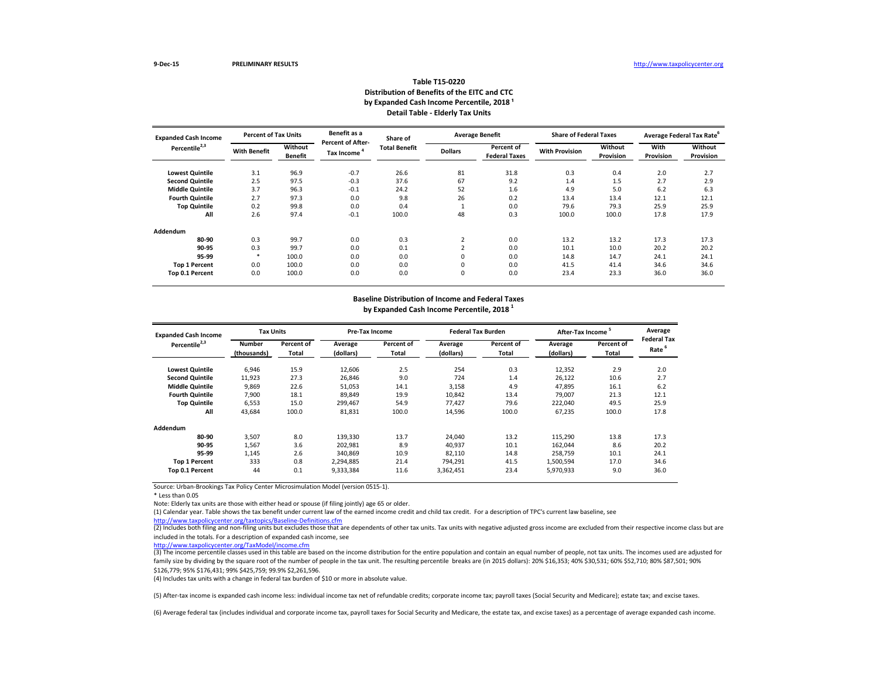9-Dec-15 **PRELIMINARY RESULTS** http://www.taxpolicycenter.org

## Table T15-0220
## Distribution of Benefits of the EITC and CTC
## by Expanded Cash Income Percentile, 2018 [1]
## Detail Table - Elderly Tax Units

| Expanded Cash Income Percentile[2,3] | Percent of Tax Units | | Benefit as a Percent of After-Tax Income [4] | Share of Total Benefit | Average Benefit | | Share of Federal Taxes | | Average Federal Tax Rate[6] | |
|---|---|---|---|---|---|---|---|---|---|---|
| | With Benefit | Without Benefit | | | Dollars | Percent of Federal Taxes | With Provision | Without Provision | With Provision | Without Provision |
| Lowest Quintile | 3.1 | 96.9 | -0.7 | 26.6 | 81 | 31.8 | 0.3 | 0.4 | 2.0 | 2.7 |
| Second Quintile | 2.5 | 97.5 | -0.3 | 37.6 | 67 | 9.2 | 1.4 | 1.5 | 2.7 | 2.9 |
| Middle Quintile | 3.7 | 96.3 | -0.1 | 24.2 | 52 | 1.6 | 4.9 | 5.0 | 6.2 | 6.3 |
| Fourth Quintile | 2.7 | 97.3 | 0.0 | 9.8 | 26 | 0.2 | 13.4 | 13.4 | 12.1 | 12.1 |
| Top Quintile | 0.2 | 99.8 | 0.0 | 0.4 | 1 | 0.0 | 79.6 | 79.3 | 25.9 | 25.9 |
| All | 2.6 | 97.4 | -0.1 | 100.0 | 48 | 0.3 | 100.0 | 100.0 | 17.8 | 17.9 |
| **Addendum** | | | | | | | | | | |
| 80-90 | 0.3 | 99.7 | 0.0 | 0.3 | 2 | 0.0 | 13.2 | 13.2 | 17.3 | 17.3 |
| 90-95 | 0.3 | 99.7 | 0.0 | 0.1 | 2 | 0.0 | 10.1 | 10.0 | 20.2 | 20.2 |
| 95-99 | * | 100.0 | 0.0 | 0.0 | 0 | 0.0 | 14.8 | 14.7 | 24.1 | 24.1 |
| Top 1 Percent | 0.0 | 100.0 | 0.0 | 0.0 | 0 | 0.0 | 41.5 | 41.4 | 34.6 | 34.6 |
| Top 0.1 Percent | 0.0 | 100.0 | 0.0 | 0.0 | 0 | 0.0 | 23.4 | 23.3 | 36.0 | 36.0 |

## Baseline Distribution of Income and Federal Taxes
## by Expanded Cash Income Percentile, 2018 [1]

| Expanded Cash Income Percentile[2,3] | Tax Units | | Pre-Tax Income | | Federal Tax Burden | | After-Tax Income [5] | | Average Federal Tax Rate [6] |
|---|---|---|---|---|---|---|---|---|---|
| | Number (thousands) | Percent of Total | Average (dollars) | Percent of Total | Average (dollars) | Percent of Total | Average (dollars) | Percent of Total | |
| Lowest Quintile | 6,946 | 15.9 | 12,606 | 2.5 | 254 | 0.3 | 12,352 | 2.9 | 2.0 |
| Second Quintile | 11,923 | 27.3 | 26,846 | 9.0 | 724 | 1.4 | 26,122 | 10.6 | 2.7 |
| Middle Quintile | 9,869 | 22.6 | 51,053 | 14.1 | 3,158 | 4.9 | 47,895 | 16.1 | 6.2 |
| Fourth Quintile | 7,900 | 18.1 | 89,849 | 19.9 | 10,842 | 13.4 | 79,007 | 21.3 | 12.1 |
| Top Quintile | 6,553 | 15.0 | 299,467 | 54.9 | 77,427 | 79.6 | 222,040 | 49.5 | 25.9 |
| All | 43,684 | 100.0 | 81,831 | 100.0 | 14,596 | 100.0 | 67,235 | 100.0 | 17.8 |
| **Addendum** | | | | | | | | | |
| 80-90 | 3,507 | 8.0 | 139,330 | 13.7 | 24,040 | 13.2 | 115,290 | 13.8 | 17.3 |
| 90-95 | 1,567 | 3.6 | 202,981 | 8.9 | 40,937 | 10.1 | 162,044 | 8.6 | 20.2 |
| 95-99 | 1,145 | 2.6 | 340,869 | 10.9 | 82,110 | 14.8 | 258,759 | 10.1 | 24.1 |
| Top 1 Percent | 333 | 0.8 | 2,294,885 | 21.4 | 794,291 | 41.5 | 1,500,594 | 17.0 | 34.6 |
| Top 0.1 Percent | 44 | 0.1 | 9,333,384 | 11.6 | 3,362,451 | 23.4 | 5,970,933 | 9.0 | 36.0 |

Source: Urban-Brookings Tax Policy Center Microsimulation Model (version 0515-1).

* Less than 0.05

Note: Elderly tax units are those with either head or spouse (if filing jointly) age 65 or older.

(1) Calendar year. Table shows the tax benefit under current law of the earned income credit and child tax credit. For a description of TPC's current law baseline, see http://www.taxpolicycenter.org/taxtopics/Baseline-Definitions.cfm

(2) Includes both filing and non-filing units but excludes those that are dependents of other tax units. Tax units with negative adjusted gross income are excluded from their respective income class but are included in the totals. For a description of expanded cash income, see http://www.taxpolicycenter.org/TaxModel/income.cfm

(3) The income percentile classes used in this table are based on the income distribution for the entire population and contain an equal number of people, not tax units. The incomes used are adjusted for family size by dividing by the square root of the number of people in the tax unit. The resulting percentile breaks are (in 2015 dollars): 20% $16,353; 40% $30,531; 60% $52,710; 80% $87,501; 90% $126,779; 95% $176,431; 99% $425,759; 99.9% $2,261,596.

(4) Includes tax units with a change in federal tax burden of $10 or more in absolute value.

(5) After-tax income is expanded cash income less: individual income tax net of refundable credits; corporate income tax; payroll taxes (Social Security and Medicare); estate tax; and excise taxes.

(6) Average federal tax (includes individual and corporate income tax, payroll taxes for Social Security and Medicare, the estate tax, and excise taxes) as a percentage of average expanded cash income.